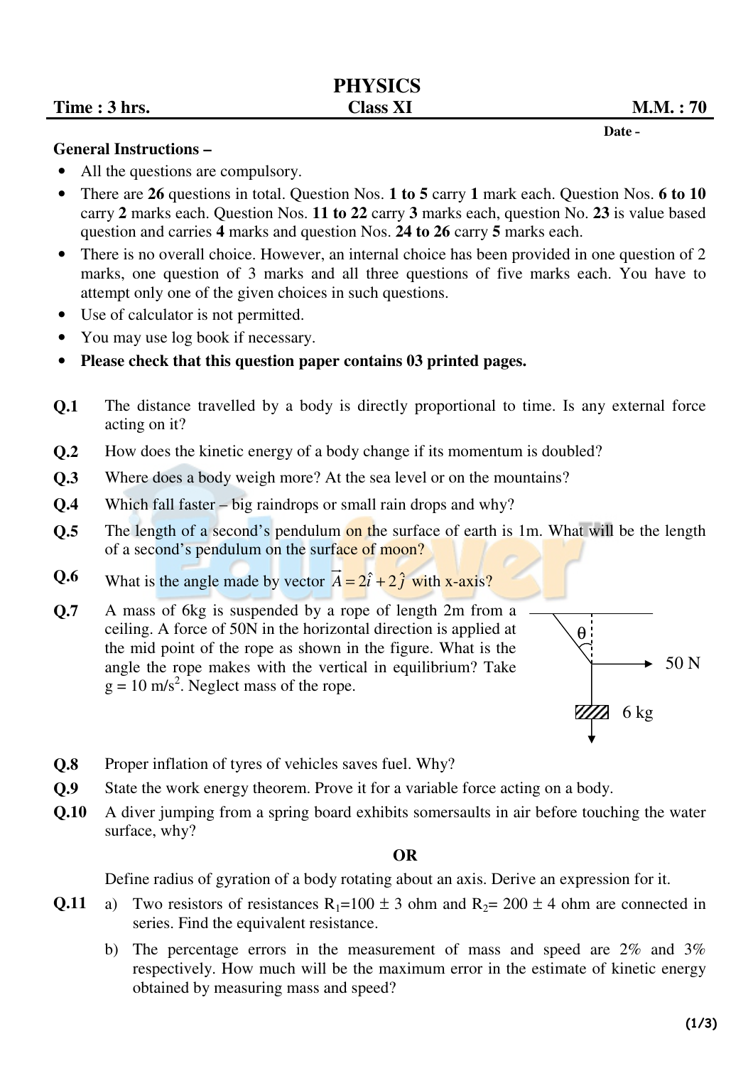# PHYSICS

**Time : 3 hrs.** | **Class XI** | **M.M. : 70**

**Date -**

**General Instructions –**

- All the questions are compulsory.
- There are **26** questions in total. Question Nos. **1 to 5** carry **1** mark each. Question Nos. **6 to 10** carry **2** marks each. Question Nos. **11 to 22** carry **3** marks each, question No. **23** is value based question and carries **4** marks and question Nos. **24 to 26** carry **5** marks each.
- There is no overall choice. However, an internal choice has been provided in one question of 2 marks, one question of 3 marks and all three questions of five marks each. You have to attempt only one of the given choices in such questions.
- Use of calculator is not permitted.
- You may use log book if necessary.
- **Please check that this question paper contains 03 printed pages.**

**Q.1** The distance travelled by a body is directly proportional to time. Is any external force acting on it?

**Q.2** How does the kinetic energy of a body change if its momentum is doubled?

**Q.3** Where does a body weigh more? At the sea level or on the mountains?

**Q.4** Which fall faster – big raindrops or small rain drops and why?

**Q.5** The length of a second's pendulum on the surface of earth is 1m. What will be the length of a second's pendulum on the surface of moon?

**Q.6** What is the angle made by vector $\vec{A} = 2\hat{i} + 2\hat{j}$ with x-axis?

**Q.7** A mass of 6kg is suspended by a rope of length 2m from a ceiling. A force of 50N in the horizontal direction is applied at the mid point of the rope as shown in the figure. What is the angle the rope makes with the vertical in equilibrium? Take g = 10 m/s$^2$. Neglect mass of the rope.

θ — 50 N — 6 kg

**Q.8** Proper inflation of tyres of vehicles saves fuel. Why?

**Q.9** State the work energy theorem. Prove it for a variable force acting on a body.

**Q.10** A diver jumping from a spring board exhibits somersaults in air before touching the water surface, why?

**OR**

Define radius of gyration of a body rotating about an axis. Derive an expression for it.

**Q.11**
a) Two resistors of resistances $R_1$=100 ± 3 ohm and $R_2$= 200 ± 4 ohm are connected in series. Find the equivalent resistance.

b) The percentage errors in the measurement of mass and speed are 2% and 3% respectively. How much will be the maximum error in the estimate of kinetic energy obtained by measuring mass and speed?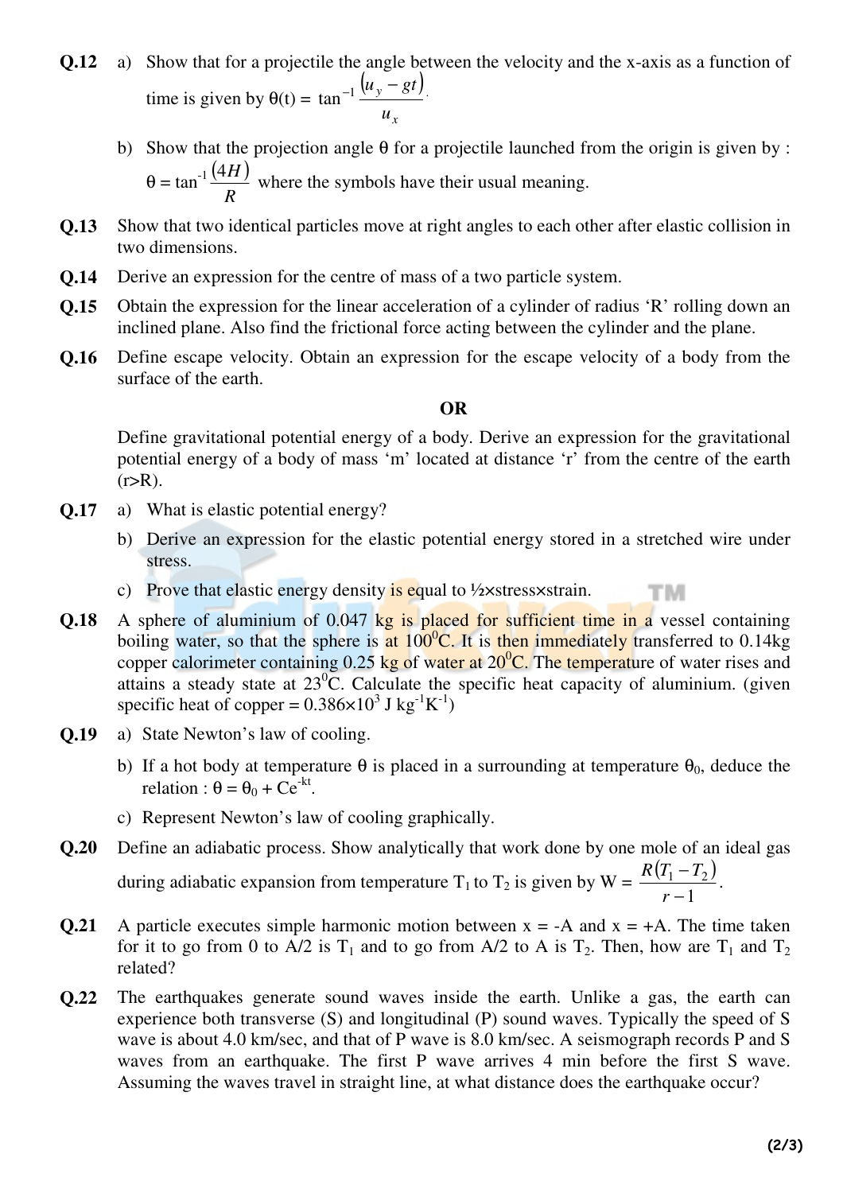**Q.12** a) Show that for a projectile the angle between the velocity and the x-axis as a function of time is given by $\theta(t) = \tan^{-1}\dfrac{(u_y - gt)}{u_x}$.

b) Show that the projection angle θ for a projectile launched from the origin is given by : $\theta = \tan^{-1}\dfrac{(4H)}{R}$ where the symbols have their usual meaning.

**Q.13** Show that two identical particles move at right angles to each other after elastic collision in two dimensions.

**Q.14** Derive an expression for the centre of mass of a two particle system.

**Q.15** Obtain the expression for the linear acceleration of a cylinder of radius 'R' rolling down an inclined plane. Also find the frictional force acting between the cylinder and the plane.

**Q.16** Define escape velocity. Obtain an expression for the escape velocity of a body from the surface of the earth.

**OR**

Define gravitational potential energy of a body. Derive an expression for the gravitational potential energy of a body of mass 'm' located at distance 'r' from the centre of the earth (r>R).

**Q.17** a) What is elastic potential energy?

b) Derive an expression for the elastic potential energy stored in a stretched wire under stress.

c) Prove that elastic energy density is equal to ½×stress×strain.

**Q.18** A sphere of aluminium of 0.047 kg is placed for sufficient time in a vessel containing boiling water, so that the sphere is at $100^0$C. It is then immediately transferred to 0.14kg copper calorimeter containing 0.25 kg of water at $20^0$C. The temperature of water rises and attains a steady state at $23^0$C. Calculate the specific heat capacity of aluminium. (given specific heat of copper = $0.386 \times 10^3$ J $kg^{-1}K^{-1}$)

**Q.19** a) State Newton's law of cooling.

b) If a hot body at temperature θ is placed in a surrounding at temperature $\theta_0$, deduce the relation : $\theta = \theta_0 + Ce^{-kt}$.

c) Represent Newton's law of cooling graphically.

**Q.20** Define an adiabatic process. Show analytically that work done by one mole of an ideal gas during adiabatic expansion from temperature $T_1$ to $T_2$ is given by $W = \dfrac{R(T_1 - T_2)}{r - 1}$.

**Q.21** A particle executes simple harmonic motion between x = -A and x = +A. The time taken for it to go from 0 to A/2 is $T_1$ and to go from A/2 to A is $T_2$. Then, how are $T_1$ and $T_2$ related?

**Q.22** The earthquakes generate sound waves inside the earth. Unlike a gas, the earth can experience both transverse (S) and longitudinal (P) sound waves. Typically the speed of S wave is about 4.0 km/sec, and that of P wave is 8.0 km/sec. A seismograph records P and S waves from an earthquake. The first P wave arrives 4 min before the first S wave. Assuming the waves travel in straight line, at what distance does the earthquake occur?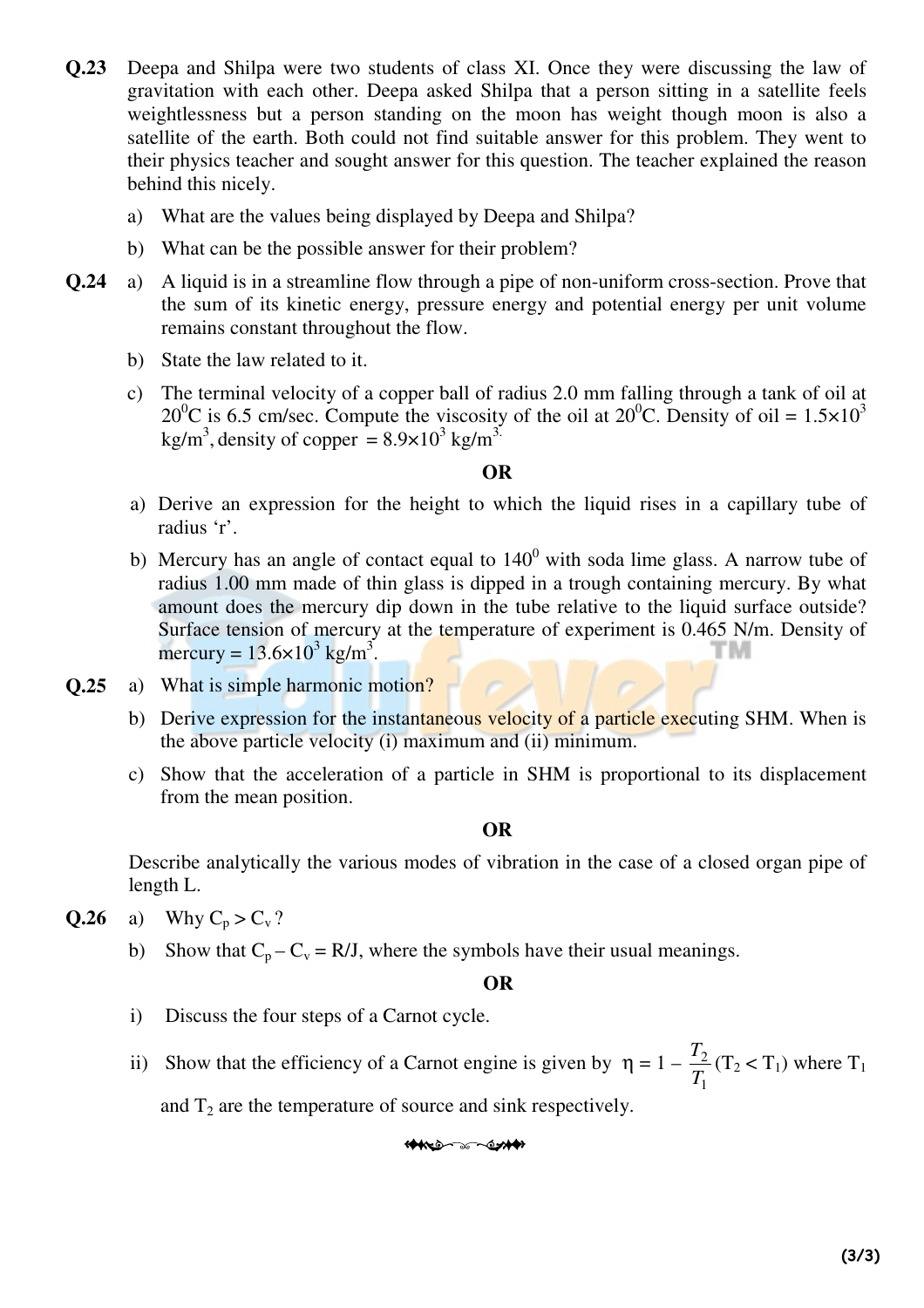**Q.23** Deepa and Shilpa were two students of class XI. Once they were discussing the law of gravitation with each other. Deepa asked Shilpa that a person sitting in a satellite feels weightlessness but a person standing on the moon has weight though moon is also a satellite of the earth. Both could not find suitable answer for this problem. They went to their physics teacher and sought answer for this question. The teacher explained the reason behind this nicely.

a) What are the values being displayed by Deepa and Shilpa?

b) What can be the possible answer for their problem?

**Q.24** a) A liquid is in a streamline flow through a pipe of non-uniform cross-section. Prove that the sum of its kinetic energy, pressure energy and potential energy per unit volume remains constant throughout the flow.

b) State the law related to it.

c) The terminal velocity of a copper ball of radius 2.0 mm falling through a tank of oil at $20^0$C is 6.5 cm/sec. Compute the viscosity of the oil at $20^0$C. Density of oil = $1.5\times10^3$ kg/m$^3$, density of copper = $8.9\times10^3$ kg/m$^3$.

**OR**

a) Derive an expression for the height to which the liquid rises in a capillary tube of radius 'r'.

b) Mercury has an angle of contact equal to $140^0$ with soda lime glass. A narrow tube of radius 1.00 mm made of thin glass is dipped in a trough containing mercury. By what amount does the mercury dip down in the tube relative to the liquid surface outside? Surface tension of mercury at the temperature of experiment is 0.465 N/m. Density of mercury = $13.6\times10^3$ kg/m$^3$.

**Q.25** a) What is simple harmonic motion?

b) Derive expression for the instantaneous velocity of a particle executing SHM. When is the above particle velocity (i) maximum and (ii) minimum.

c) Show that the acceleration of a particle in SHM is proportional to its displacement from the mean position.

**OR**

Describe analytically the various modes of vibration in the case of a closed organ pipe of length L.

**Q.26** a) Why $C_p > C_v$?

b) Show that $C_p - C_v = R/J$, where the symbols have their usual meanings.

**OR**

i) Discuss the four steps of a Carnot cycle.

ii) Show that the efficiency of a Carnot engine is given by $\eta = 1 - \frac{T_2}{T_1}$ $(T_2 < T_1)$ where $T_1$ and $T_2$ are the temperature of source and sink respectively.